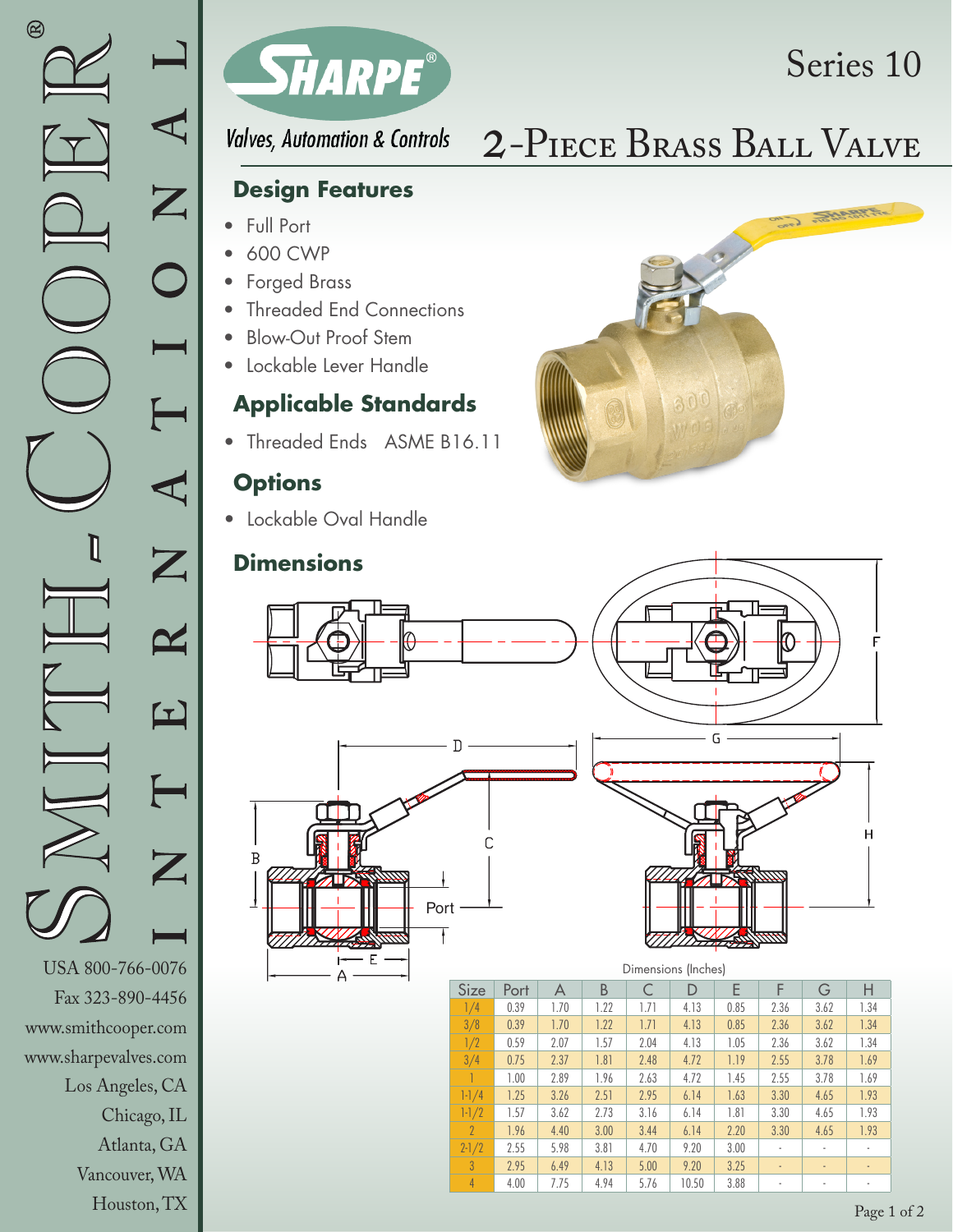# Smith-Cooper® International

USA 800-766-0076
Fax 323-890-4456
www.smithcooper.com
www.sharpevalves.com
Los Angeles, CA
Chicago, IL
Atlanta, GA
Vancouver, WA
Houston, TX

SHARPE®
*Valves, Automation & Controls*

Series 10

# 2-Piece Brass Ball Valve

## Design Features

- Full Port
- 600 CWP
- Forged Brass
- Threaded End Connections
- Blow-Out Proof Stem
- Lockable Lever Handle

## Applicable Standards

- Threaded Ends ASME B16.11

## Options

- Lockable Oval Handle

## Dimensions

Dimensions (Inches)

| Size | Port | A | B | C | D | E | F | G | H |
|---|---|---|---|---|---|---|---|---|---|
| 1/4 | 0.39 | 1.70 | 1.22 | 1.71 | 4.13 | 0.85 | 2.36 | 3.62 | 1.34 |
| 3/8 | 0.39 | 1.70 | 1.22 | 1.71 | 4.13 | 0.85 | 2.36 | 3.62 | 1.34 |
| 1/2 | 0.59 | 2.07 | 1.57 | 2.04 | 4.13 | 1.05 | 2.36 | 3.62 | 1.34 |
| 3/4 | 0.75 | 2.37 | 1.81 | 2.48 | 4.72 | 1.19 | 2.55 | 3.78 | 1.69 |
| 1 | 1.00 | 2.89 | 1.96 | 2.63 | 4.72 | 1.45 | 2.55 | 3.78 | 1.69 |
| 1-1/4 | 1.25 | 3.26 | 2.51 | 2.95 | 6.14 | 1.63 | 3.30 | 4.65 | 1.93 |
| 1-1/2 | 1.57 | 3.62 | 2.73 | 3.16 | 6.14 | 1.81 | 3.30 | 4.65 | 1.93 |
| 2 | 1.96 | 4.40 | 3.00 | 3.44 | 6.14 | 2.20 | 3.30 | 4.65 | 1.93 |
| 2-1/2 | 2.55 | 5.98 | 3.81 | 4.70 | 9.20 | 3.00 | - | - | - |
| 3 | 2.95 | 6.49 | 4.13 | 5.00 | 9.20 | 3.25 | - | - | - |
| 4 | 4.00 | 7.75 | 4.94 | 5.76 | 10.50 | 3.88 | - | - | - |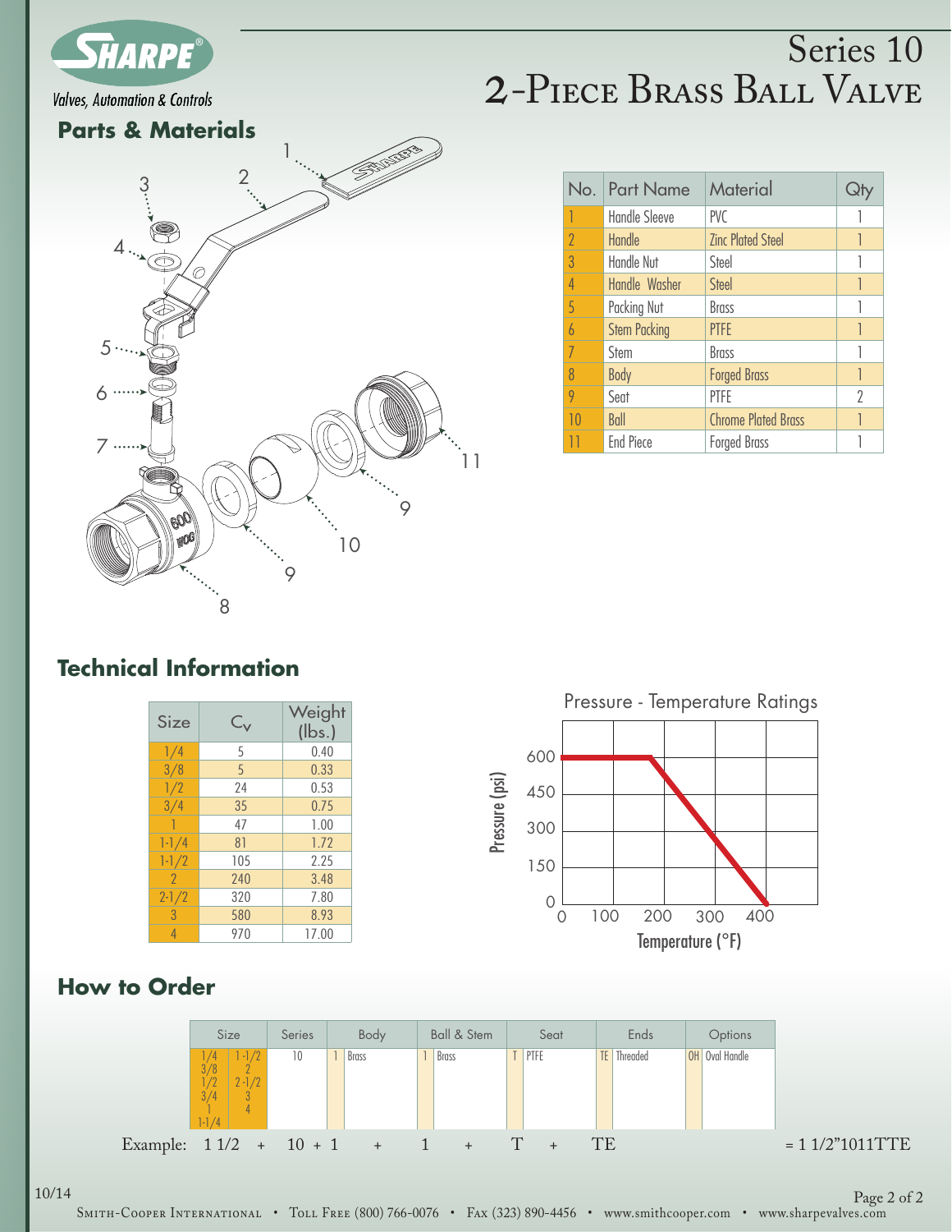# Series 10
# 2-Piece Brass Ball Valve

SHARPE®
Valves, Automation & Controls

## Parts & Materials

| No. | Part Name | Material | Qty |
|---|---|---|---|
| 1 | Handle Sleeve | PVC | 1 |
| 2 | Handle | Zinc Plated Steel | 1 |
| 3 | Handle Nut | Steel | 1 |
| 4 | Handle Washer | Steel | 1 |
| 5 | Packing Nut | Brass | 1 |
| 6 | Stem Packing | PTFE | 1 |
| 7 | Stem | Brass | 1 |
| 8 | Body | Forged Brass | 1 |
| 9 | Seat | PTFE | 2 |
| 10 | Ball | Chrome Plated Brass | 1 |
| 11 | End Piece | Forged Brass | 1 |

## Technical Information

| Size | $C_v$ | Weight (lbs.) |
|---|---|---|
| 1/4 | 5 | 0.40 |
| 3/8 | 5 | 0.33 |
| 1/2 | 24 | 0.53 |
| 3/4 | 35 | 0.75 |
| 1 | 47 | 1.00 |
| 1-1/4 | 81 | 1.72 |
| 1-1/2 | 105 | 2.25 |
| 2 | 240 | 3.48 |
| 2-1/2 | 320 | 7.80 |
| 3 | 580 | 8.93 |
| 4 | 970 | 17.00 |

Pressure - Temperature Ratings

Pressure (psi)
600
450
300
150
0

0 100 200 300 400
Temperature (°F)

## How to Order

| Size | Series | Body | Ball & Stem | Seat | Ends | Options |
|---|---|---|---|---|---|---|
| 1/4, 3/8, 1/2, 3/4, 1, 1-1/4, 1-1/2, 2, 2-1/2, 3, 4 | 10 | 1 Brass | 1 Brass | T PTFE | TE Threaded | OH Oval Handle |

Example: 1 1/2 + 10 + 1 + 1 + T + TE = 1 1/2"1011TTE

10/14

Smith-Cooper International • Toll Free (800) 766-0076 • Fax (323) 890-4456 • www.smithcooper.com • www.sharpevalves.com